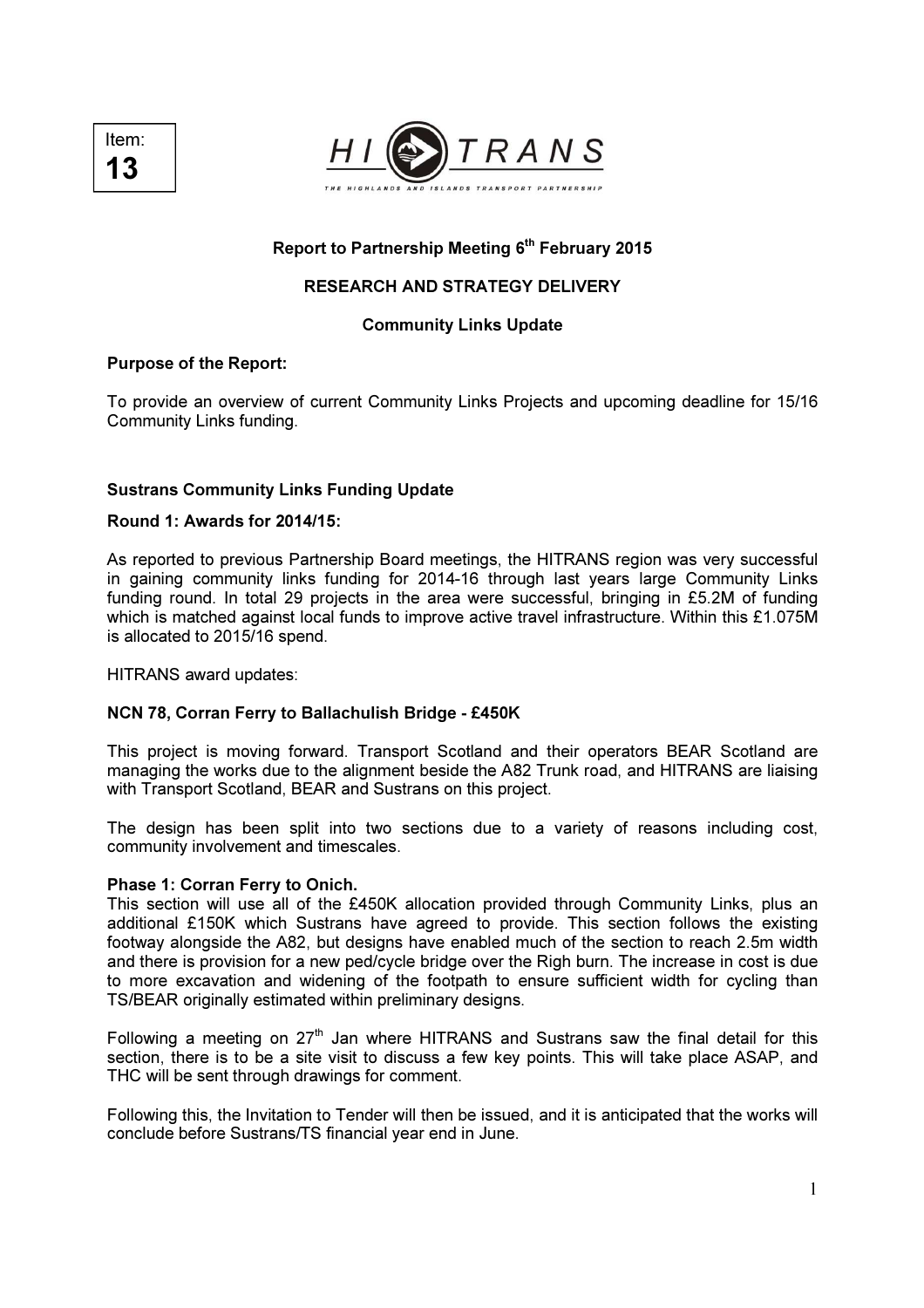Item:
**13**

**HITRANS**

THE HIGHLANDS AND ISLANDS TRANSPORT PARTNERSHIP

**Report to Partnership Meeting 6th February 2015**

**RESEARCH AND STRATEGY DELIVERY**

**Community Links Update**

**Purpose of the Report:**

To provide an overview of current Community Links Projects and upcoming deadline for 15/16 Community Links funding.

**Sustrans Community Links Funding Update**

**Round 1: Awards for 2014/15:**

As reported to previous Partnership Board meetings, the HITRANS region was very successful in gaining community links funding for 2014-16 through last years large Community Links funding round. In total 29 projects in the area were successful, bringing in £5.2M of funding which is matched against local funds to improve active travel infrastructure. Within this £1.075M is allocated to 2015/16 spend.

HITRANS award updates:

**NCN 78, Corran Ferry to Ballachulish Bridge - £450K**

This project is moving forward. Transport Scotland and their operators BEAR Scotland are managing the works due to the alignment beside the A82 Trunk road, and HITRANS are liaising with Transport Scotland, BEAR and Sustrans on this project.

The design has been split into two sections due to a variety of reasons including cost, community involvement and timescales.

**Phase 1: Corran Ferry to Onich.**
This section will use all of the £450K allocation provided through Community Links, plus an additional £150K which Sustrans have agreed to provide. This section follows the existing footway alongside the A82, but designs have enabled much of the section to reach 2.5m width and there is provision for a new ped/cycle bridge over the Righ burn. The increase in cost is due to more excavation and widening of the footpath to ensure sufficient width for cycling than TS/BEAR originally estimated within preliminary designs.

Following a meeting on 27th Jan where HITRANS and Sustrans saw the final detail for this section, there is to be a site visit to discuss a few key points. This will take place ASAP, and THC will be sent through drawings for comment.

Following this, the Invitation to Tender will then be issued, and it is anticipated that the works will conclude before Sustrans/TS financial year end in June.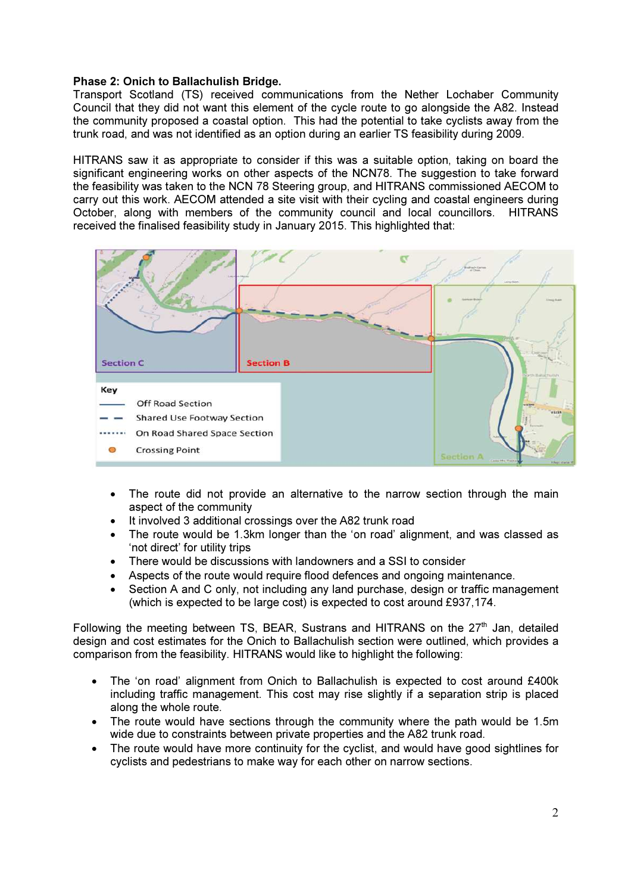**Phase 2: Onich to Ballachulish Bridge.**

Transport Scotland (TS) received communications from the Nether Lochaber Community Council that they did not want this element of the cycle route to go alongside the A82. Instead the community proposed a coastal option. This had the potential to take cyclists away from the trunk road, and was not identified as an option during an earlier TS feasibility during 2009.

HITRANS saw it as appropriate to consider if this was a suitable option, taking on board the significant engineering works on other aspects of the NCN78. The suggestion to take forward the feasibility was taken to the NCN 78 Steering group, and HITRANS commissioned AECOM to carry out this work. AECOM attended a site visit with their cycling and coastal engineers during October, along with members of the community council and local councillors. HITRANS received the finalised feasibility study in January 2015. This highlighted that:

- The route did not provide an alternative to the narrow section through the main aspect of the community
- It involved 3 additional crossings over the A82 trunk road
- The route would be 1.3km longer than the 'on road' alignment, and was classed as 'not direct' for utility trips
- There would be discussions with landowners and a SSI to consider
- Aspects of the route would require flood defences and ongoing maintenance.
- Section A and C only, not including any land purchase, design or traffic management (which is expected to be large cost) is expected to cost around £937,174.

Following the meeting between TS, BEAR, Sustrans and HITRANS on the 27th Jan, detailed design and cost estimates for the Onich to Ballachulish section were outlined, which provides a comparison from the feasibility. HITRANS would like to highlight the following:

- The 'on road' alignment from Onich to Ballachulish is expected to cost around £400k including traffic management. This cost may rise slightly if a separation strip is placed along the whole route.
- The route would have sections through the community where the path would be 1.5m wide due to constraints between private properties and the A82 trunk road.
- The route would have more continuity for the cyclist, and would have good sightlines for cyclists and pedestrians to make way for each other on narrow sections.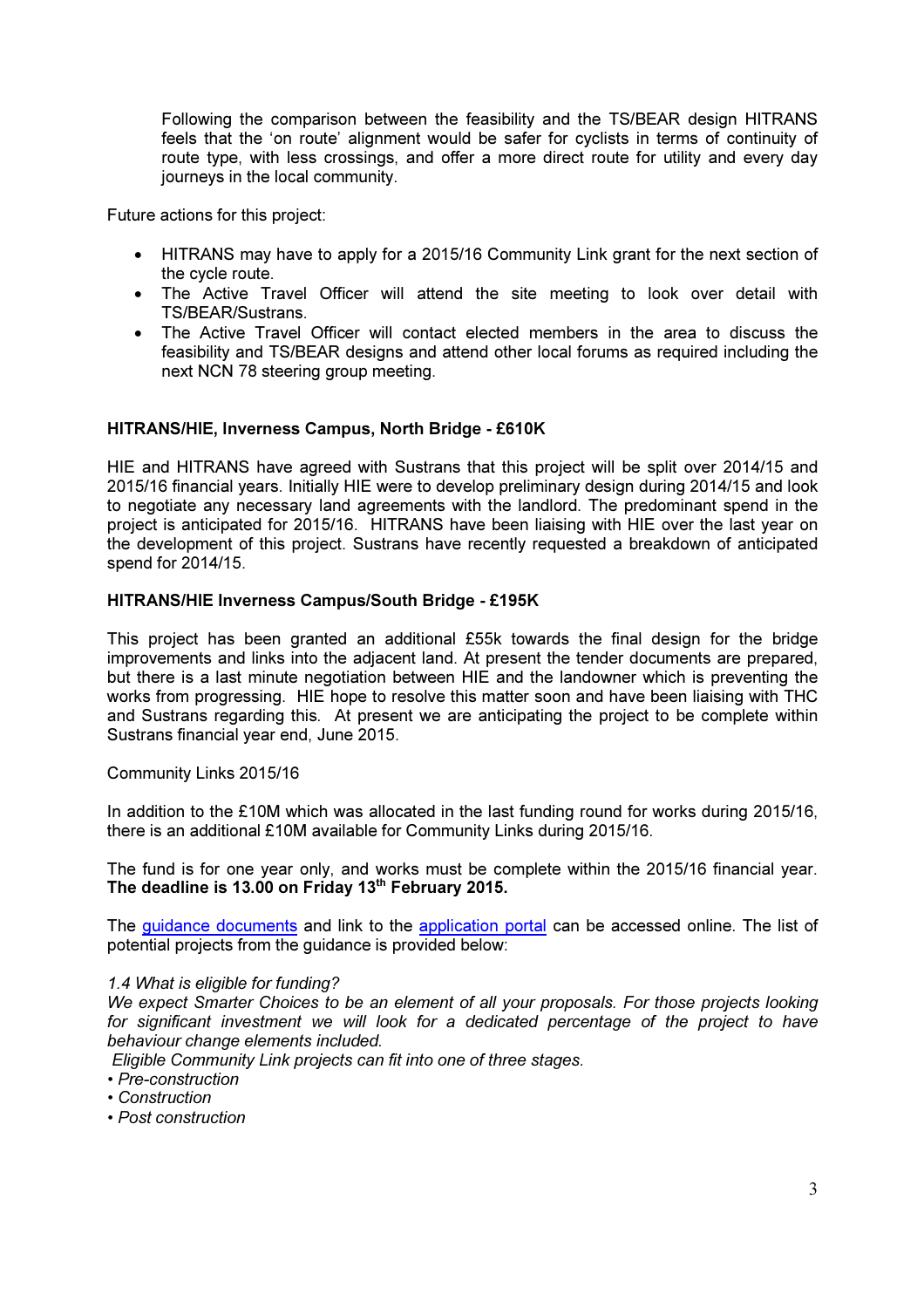Following the comparison between the feasibility and the TS/BEAR design HITRANS feels that the 'on route' alignment would be safer for cyclists in terms of continuity of route type, with less crossings, and offer a more direct route for utility and every day journeys in the local community.

Future actions for this project:

- HITRANS may have to apply for a 2015/16 Community Link grant for the next section of the cycle route.
- The Active Travel Officer will attend the site meeting to look over detail with TS/BEAR/Sustrans.
- The Active Travel Officer will contact elected members in the area to discuss the feasibility and TS/BEAR designs and attend other local forums as required including the next NCN 78 steering group meeting.

**HITRANS/HIE, Inverness Campus, North Bridge - £610K**

HIE and HITRANS have agreed with Sustrans that this project will be split over 2014/15 and 2015/16 financial years. Initially HIE were to develop preliminary design during 2014/15 and look to negotiate any necessary land agreements with the landlord. The predominant spend in the project is anticipated for 2015/16. HITRANS have been liaising with HIE over the last year on the development of this project. Sustrans have recently requested a breakdown of anticipated spend for 2014/15.

**HITRANS/HIE Inverness Campus/South Bridge - £195K**

This project has been granted an additional £55k towards the final design for the bridge improvements and links into the adjacent land. At present the tender documents are prepared, but there is a last minute negotiation between HIE and the landowner which is preventing the works from progressing. HIE hope to resolve this matter soon and have been liaising with THC and Sustrans regarding this. At present we are anticipating the project to be complete within Sustrans financial year end, June 2015.

Community Links 2015/16

In addition to the £10M which was allocated in the last funding round for works during 2015/16, there is an additional £10M available for Community Links during 2015/16.

The fund is for one year only, and works must be complete within the 2015/16 financial year. **The deadline is 13.00 on Friday 13th February 2015.**

The guidance documents and link to the application portal can be accessed online. The list of potential projects from the guidance is provided below:

*1.4 What is eligible for funding?*
*We expect Smarter Choices to be an element of all your proposals. For those projects looking for significant investment we will look for a dedicated percentage of the project to have behaviour change elements included.*
*Eligible Community Link projects can fit into one of three stages.*

- *Pre-construction*
- *Construction*
- *Post construction*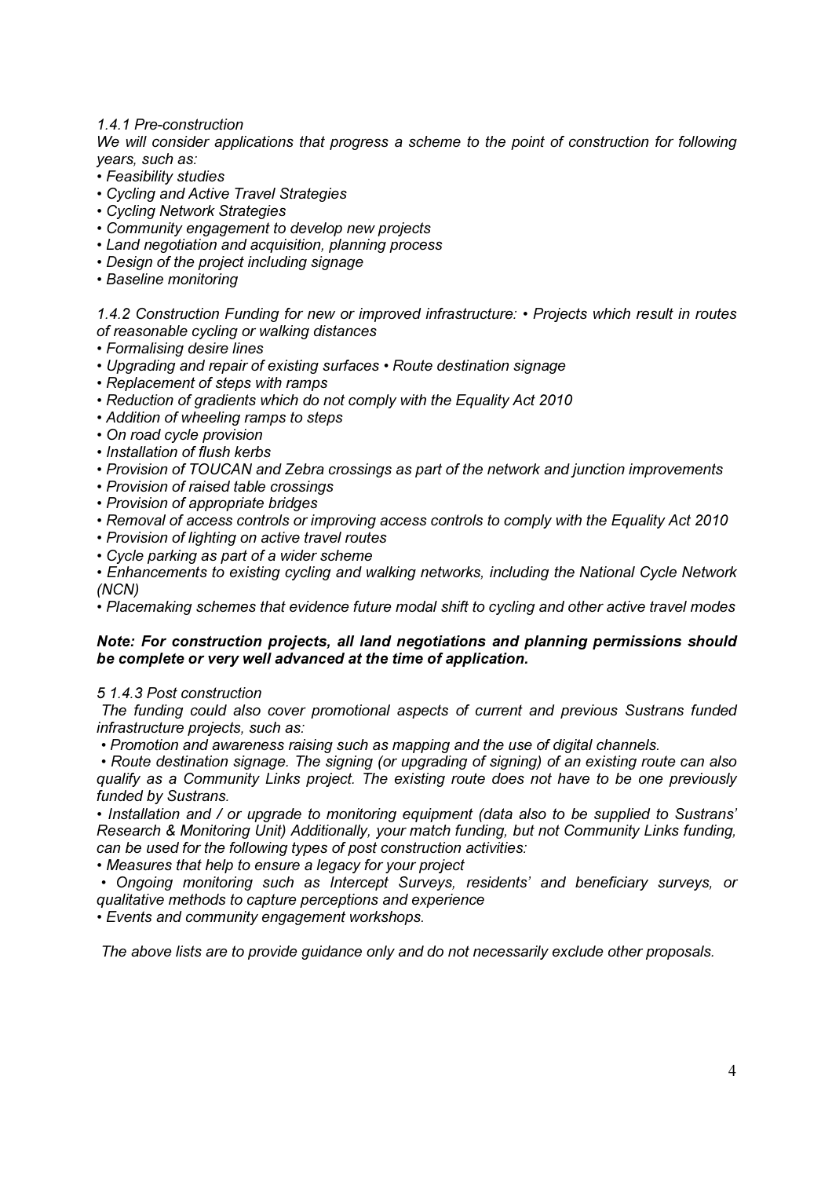*1.4.1 Pre-construction*

*We will consider applications that progress a scheme to the point of construction for following years, such as:*

- *Feasibility studies*
- *Cycling and Active Travel Strategies*
- *Cycling Network Strategies*
- *Community engagement to develop new projects*
- *Land negotiation and acquisition, planning process*
- *Design of the project including signage*
- *Baseline monitoring*

*1.4.2 Construction Funding for new or improved infrastructure: • Projects which result in routes of reasonable cycling or walking distances*

- *Formalising desire lines*
- *Upgrading and repair of existing surfaces • Route destination signage*
- *Replacement of steps with ramps*
- *Reduction of gradients which do not comply with the Equality Act 2010*
- *Addition of wheeling ramps to steps*
- *On road cycle provision*
- *Installation of flush kerbs*
- *Provision of TOUCAN and Zebra crossings as part of the network and junction improvements*
- *Provision of raised table crossings*
- *Provision of appropriate bridges*
- *Removal of access controls or improving access controls to comply with the Equality Act 2010*
- *Provision of lighting on active travel routes*
- *Cycle parking as part of a wider scheme*
- *Enhancements to existing cycling and walking networks, including the National Cycle Network (NCN)*
- *Placemaking schemes that evidence future modal shift to cycling and other active travel modes*

***Note: For construction projects, all land negotiations and planning permissions should be complete or very well advanced at the time of application.***

*5 1.4.3 Post construction*

*The funding could also cover promotional aspects of current and previous Sustrans funded infrastructure projects, such as:*

- *Promotion and awareness raising such as mapping and the use of digital channels.*
- *Route destination signage. The signing (or upgrading of signing) of an existing route can also qualify as a Community Links project. The existing route does not have to be one previously funded by Sustrans.*
- *Installation and / or upgrade to monitoring equipment (data also to be supplied to Sustrans' Research & Monitoring Unit) Additionally, your match funding, but not Community Links funding, can be used for the following types of post construction activities:*
- *Measures that help to ensure a legacy for your project*
- *Ongoing monitoring such as Intercept Surveys, residents' and beneficiary surveys, or qualitative methods to capture perceptions and experience*
- *Events and community engagement workshops.*

*The above lists are to provide guidance only and do not necessarily exclude other proposals.*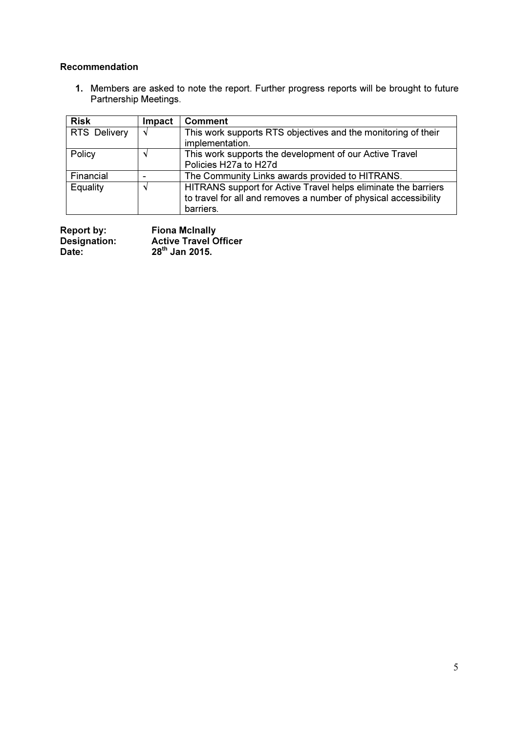**Recommendation**

1. Members are asked to note the report. Further progress reports will be brought to future Partnership Meetings.

| Risk | Impact | Comment |
|---|---|---|
| RTS Delivery | √ | This work supports RTS objectives and the monitoring of their implementation. |
| Policy | √ | This work supports the development of our Active Travel Policies H27a to H27d |
| Financial | - | The Community Links awards provided to HITRANS. |
| Equality | √ | HITRANS support for Active Travel helps eliminate the barriers to travel for all and removes a number of physical accessibility barriers. |

**Report by:** **Fiona McInally**
**Designation:** **Active Travel Officer**
**Date:** **28th Jan 2015.**